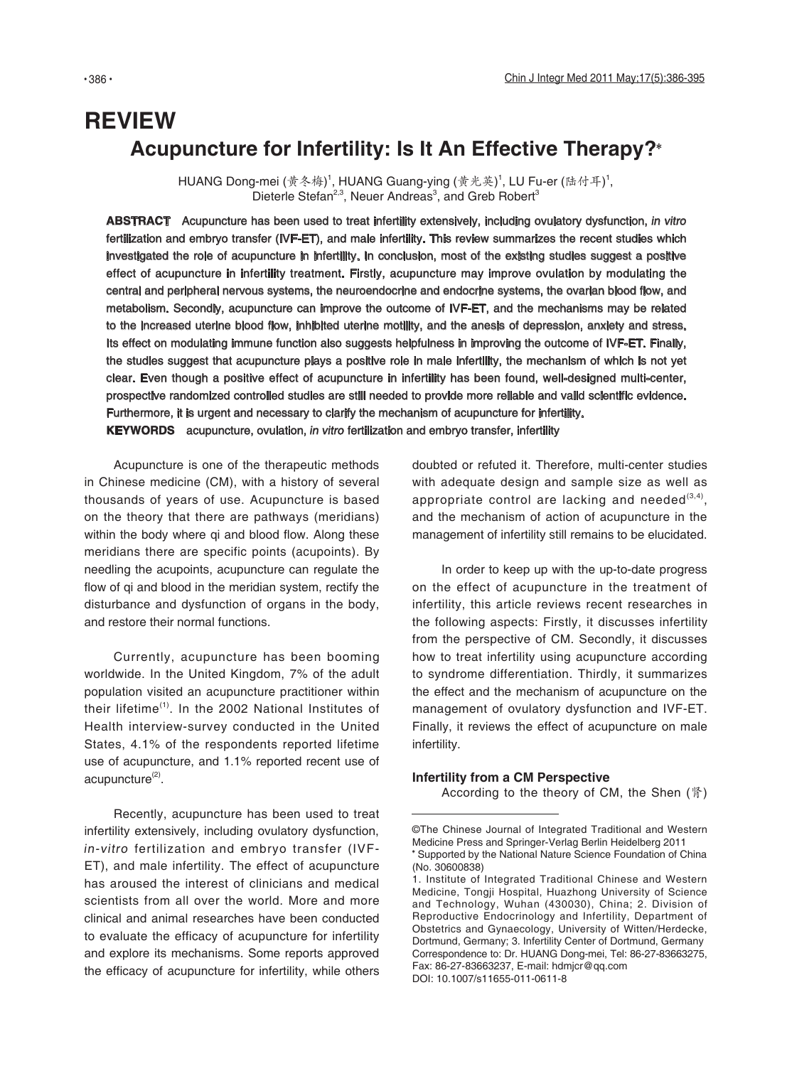# REVIEW

## Acupuncture for Infertility: Is It An Effective Therapy?*

HUANG Dong-mei (黄冬梅)[1], HUANG Guang-ying (黄光英)[1], LU Fu-er (陆付耳)[1], Dieterle Stefan[2,3], Neuer Andreas[3], and Greb Robert[3]

**ABSTRACT** Acupuncture has been used to treat infertility extensively, including ovulatory dysfunction, *in vitro* fertilization and embryo transfer (IVF-ET), and male infertility. This review summarizes the recent studies which investigated the role of acupuncture in infertility. In conclusion, most of the existing studies suggest a positive effect of acupuncture in infertility treatment. Firstly, acupuncture may improve ovulation by modulating the central and peripheral nervous systems, the neuroendocrine and endocrine systems, the ovarian blood flow, and metabolism. Secondly, acupuncture can improve the outcome of IVF-ET, and the mechanisms may be related to the increased uterine blood flow, inhibited uterine motility, and the anesis of depression, anxiety and stress. Its effect on modulating immune function also suggests helpfulness in improving the outcome of IVF-ET. Finally, the studies suggest that acupuncture plays a positive role in male infertility, the mechanism of which is not yet clear. Even though a positive effect of acupuncture in infertility has been found, well-designed multi-center, prospective randomized controlled studies are still needed to provide more reliable and valid scientific evidence. Furthermore, it is urgent and necessary to clarify the mechanism of acupuncture for infertility.

**KEYWORDS** acupuncture, ovulation, *in vitro* fertilization and embryo transfer, infertility

Acupuncture is one of the therapeutic methods in Chinese medicine (CM), with a history of several thousands of years of use. Acupuncture is based on the theory that there are pathways (meridians) within the body where qi and blood flow. Along these meridians there are specific points (acupoints). By needling the acupoints, acupuncture can regulate the flow of qi and blood in the meridian system, rectify the disturbance and dysfunction of organs in the body, and restore their normal functions.

Currently, acupuncture has been booming worldwide. In the United Kingdom, 7% of the adult population visited an acupuncture practitioner within their lifetime[1]. In the 2002 National Institutes of Health interview-survey conducted in the United States, 4.1% of the respondents reported lifetime use of acupuncture, and 1.1% reported recent use of acupuncture[2].

Recently, acupuncture has been used to treat infertility extensively, including ovulatory dysfunction, *in-vitro* fertilization and embryo transfer (IVF-ET), and male infertility. The effect of acupuncture has aroused the interest of clinicians and medical scientists from all over the world. More and more clinical and animal researches have been conducted to evaluate the efficacy of acupuncture for infertility and explore its mechanisms. Some reports approved the efficacy of acupuncture for infertility, while others doubted or refuted it. Therefore, multi-center studies with adequate design and sample size as well as appropriate control are lacking and needed[3,4], and the mechanism of action of acupuncture in the management of infertility still remains to be elucidated.

In order to keep up with the up-to-date progress on the effect of acupuncture in the treatment of infertility, this article reviews recent researches in the following aspects: Firstly, it discusses infertility from the perspective of CM. Secondly, it discusses how to treat infertility using acupuncture according to syndrome differentiation. Thirdly, it summarizes the effect and the mechanism of acupuncture on the management of ovulatory dysfunction and IVF-ET. Finally, it reviews the effect of acupuncture on male infertility.

### Infertility from a CM Perspective

According to the theory of CM, the Shen (肾)

---

©The Chinese Journal of Integrated Traditional and Western Medicine Press and Springer-Verlag Berlin Heidelberg 2011

\* Supported by the National Nature Science Foundation of China (No. 30600838)

1. Institute of Integrated Traditional Chinese and Western Medicine, Tongji Hospital, Huazhong University of Science and Technology, Wuhan (430030), China; 2. Division of Reproductive Endocrinology and Infertility, Department of Obstetrics and Gynaecology, University of Witten/Herdecke, Dortmund, Germany; 3. Infertility Center of Dortmund, Germany

Correspondence to: Dr. HUANG Dong-mei, Tel: 86-27-83663275, Fax: 86-27-83663237, E-mail: hdmjcr@qq.com

DOI: 10.1007/s11655-011-0611-8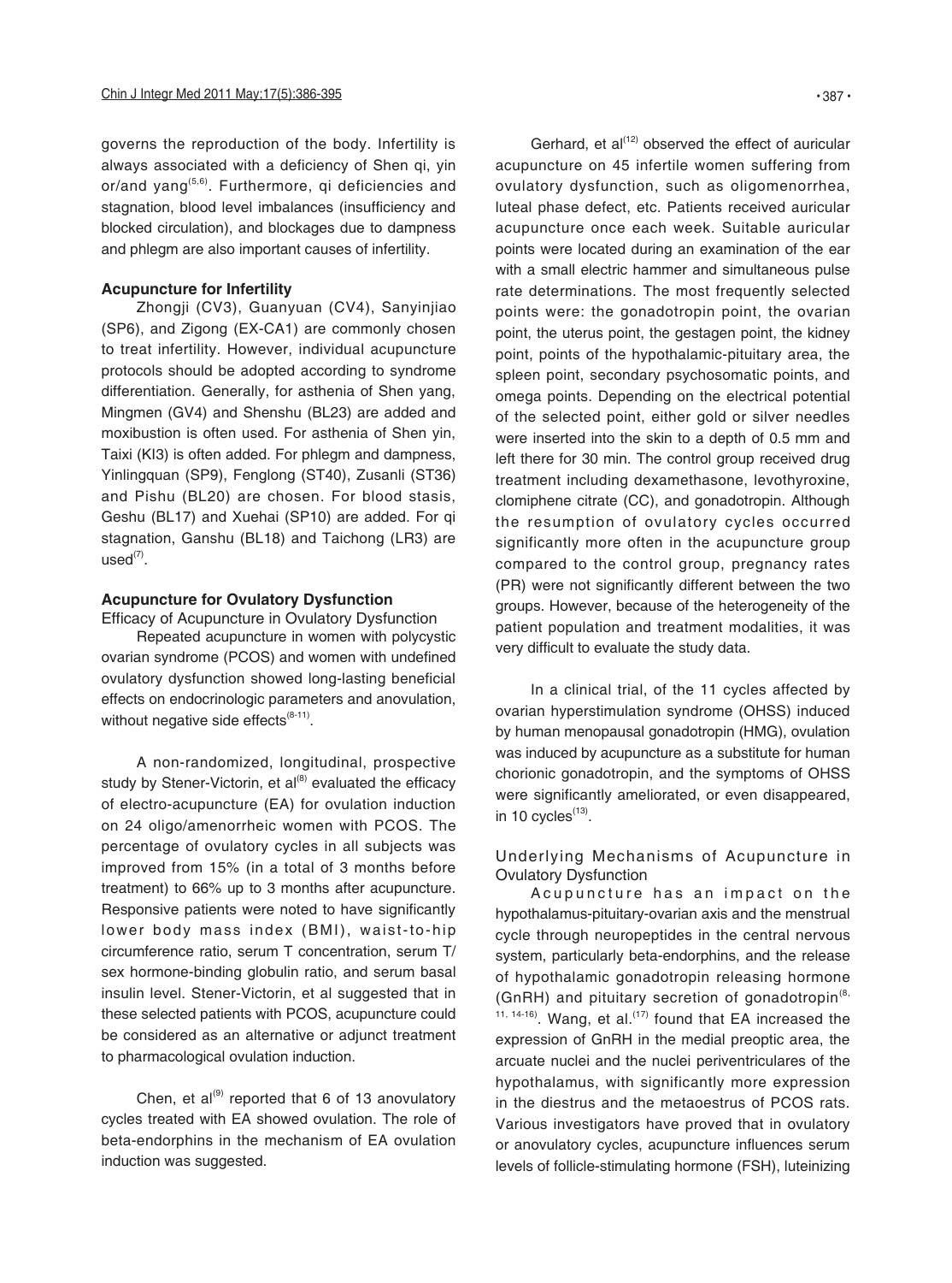governs the reproduction of the body. Infertility is always associated with a deficiency of Shen qi, yin or/and yang[5,6]. Furthermore, qi deficiencies and stagnation, blood level imbalances (insufficiency and blocked circulation), and blockages due to dampness and phlegm are also important causes of infertility.

### Acupuncture for Infertility

Zhongji (CV3), Guanyuan (CV4), Sanyinjiao (SP6), and Zigong (EX-CA1) are commonly chosen to treat infertility. However, individual acupuncture protocols should be adopted according to syndrome differentiation. Generally, for asthenia of Shen yang, Mingmen (GV4) and Shenshu (BL23) are added and moxibustion is often used. For asthenia of Shen yin, Taixi (KI3) is often added. For phlegm and dampness, Yinlingquan (SP9), Fenglong (ST40), Zusanli (ST36) and Pishu (BL20) are chosen. For blood stasis, Geshu (BL17) and Xuehai (SP10) are added. For qi stagnation, Ganshu (BL18) and Taichong (LR3) are used[7].

### Acupuncture for Ovulatory Dysfunction

#### Efficacy of Acupuncture in Ovulatory Dysfunction

Repeated acupuncture in women with polycystic ovarian syndrome (PCOS) and women with undefined ovulatory dysfunction showed long-lasting beneficial effects on endocrinologic parameters and anovulation, without negative side effects[8-11].

A non-randomized, longitudinal, prospective study by Stener-Victorin, et al[8] evaluated the efficacy of electro-acupuncture (EA) for ovulation induction on 24 oligo/amenorrheic women with PCOS. The percentage of ovulatory cycles in all subjects was improved from 15% (in a total of 3 months before treatment) to 66% up to 3 months after acupuncture. Responsive patients were noted to have significantly lower body mass index (BMI), waist-to-hip circumference ratio, serum T concentration, serum T/sex hormone-binding globulin ratio, and serum basal insulin level. Stener-Victorin, et al suggested that in these selected patients with PCOS, acupuncture could be considered as an alternative or adjunct treatment to pharmacological ovulation induction.

Chen, et al[9] reported that 6 of 13 anovulatory cycles treated with EA showed ovulation. The role of beta-endorphins in the mechanism of EA ovulation induction was suggested.

Gerhard, et al[12] observed the effect of auricular acupuncture on 45 infertile women suffering from ovulatory dysfunction, such as oligomenorrhea, luteal phase defect, etc. Patients received auricular acupuncture once each week. Suitable auricular points were located during an examination of the ear with a small electric hammer and simultaneous pulse rate determinations. The most frequently selected points were: the gonadotropin point, the ovarian point, the uterus point, the gestagen point, the kidney point, points of the hypothalamic-pituitary area, the spleen point, secondary psychosomatic points, and omega points. Depending on the electrical potential of the selected point, either gold or silver needles were inserted into the skin to a depth of 0.5 mm and left there for 30 min. The control group received drug treatment including dexamethasone, levothyroxine, clomiphene citrate (CC), and gonadotropin. Although the resumption of ovulatory cycles occurred significantly more often in the acupuncture group compared to the control group, pregnancy rates (PR) were not significantly different between the two groups. However, because of the heterogeneity of the patient population and treatment modalities, it was very difficult to evaluate the study data.

In a clinical trial, of the 11 cycles affected by ovarian hyperstimulation syndrome (OHSS) induced by human menopausal gonadotropin (HMG), ovulation was induced by acupuncture as a substitute for human chorionic gonadotropin, and the symptoms of OHSS were significantly ameliorated, or even disappeared, in 10 cycles[13].

#### Underlying Mechanisms of Acupuncture in Ovulatory Dysfunction

Acupuncture has an impact on the hypothalamus-pituitary-ovarian axis and the menstrual cycle through neuropeptides in the central nervous system, particularly beta-endorphins, and the release of hypothalamic gonadotropin releasing hormone (GnRH) and pituitary secretion of gonadotropin[8, 11, 14-16]. Wang, et al.[17] found that EA increased the expression of GnRH in the medial preoptic area, the arcuate nuclei and the nuclei periventriculares of the hypothalamus, with significantly more expression in the diestrus and the metaoestrus of PCOS rats. Various investigators have proved that in ovulatory or anovulatory cycles, acupuncture influences serum levels of follicle-stimulating hormone (FSH), luteinizing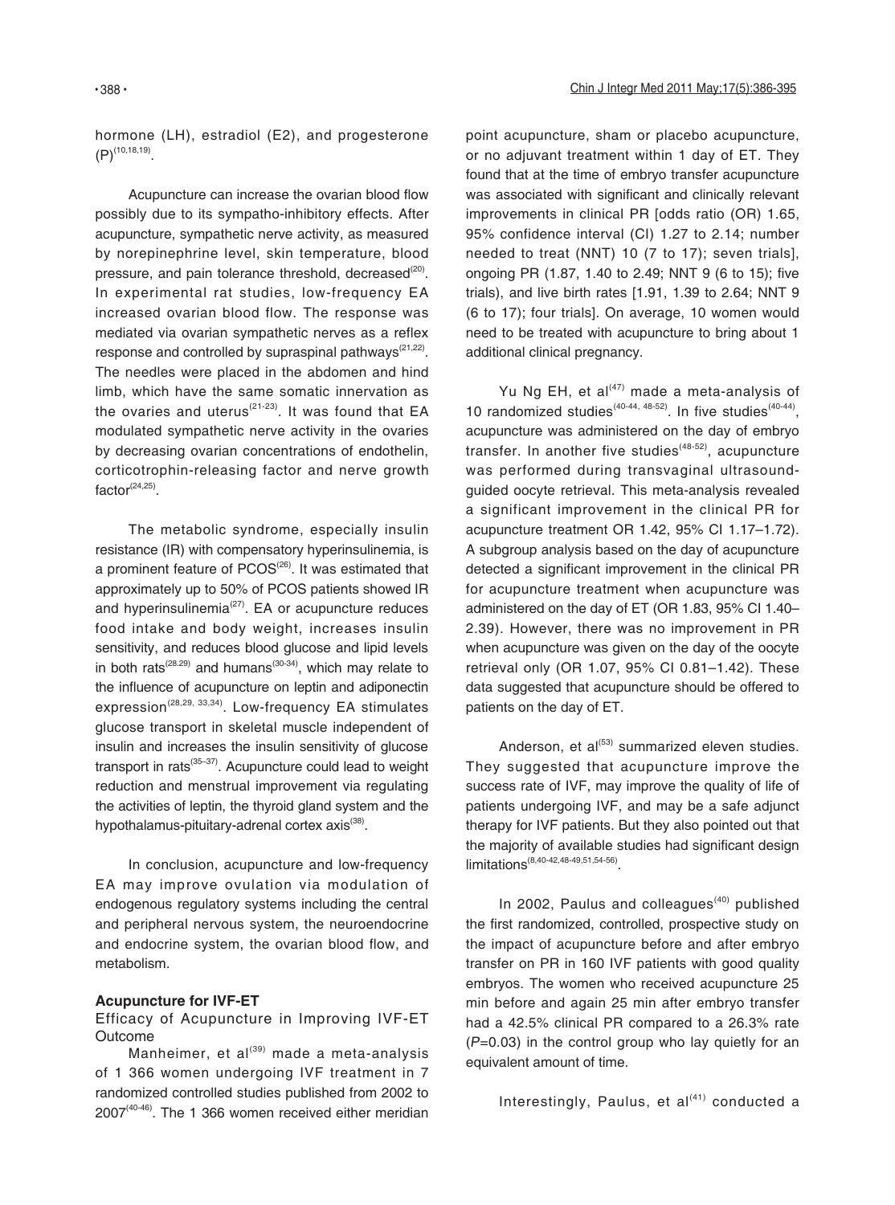hormone (LH), estradiol (E2), and progesterone (P)[10,18,19].

Acupuncture can increase the ovarian blood flow possibly due to its sympatho-inhibitory effects. After acupuncture, sympathetic nerve activity, as measured by norepinephrine level, skin temperature, blood pressure, and pain tolerance threshold, decreased[20]. In experimental rat studies, low-frequency EA increased ovarian blood flow. The response was mediated via ovarian sympathetic nerves as a reflex response and controlled by supraspinal pathways[21,22]. The needles were placed in the abdomen and hind limb, which have the same somatic innervation as the ovaries and uterus[21-23]. It was found that EA modulated sympathetic nerve activity in the ovaries by decreasing ovarian concentrations of endothelin, corticotrophin-releasing factor and nerve growth factor[24,25].

The metabolic syndrome, especially insulin resistance (IR) with compensatory hyperinsulinemia, is a prominent feature of PCOS[26]. It was estimated that approximately up to 50% of PCOS patients showed IR and hyperinsulinemia[27]. EA or acupuncture reduces food intake and body weight, increases insulin sensitivity, and reduces blood glucose and lipid levels in both rats[28,29] and humans[30-34], which may relate to the influence of acupuncture on leptin and adiponectin expression[28,29, 33,34]. Low-frequency EA stimulates glucose transport in skeletal muscle independent of insulin and increases the insulin sensitivity of glucose transport in rats[35–37]. Acupuncture could lead to weight reduction and menstrual improvement via regulating the activities of leptin, the thyroid gland system and the hypothalamus-pituitary-adrenal cortex axis[38].

In conclusion, acupuncture and low-frequency EA may improve ovulation via modulation of endogenous regulatory systems including the central and peripheral nervous system, the neuroendocrine and endocrine system, the ovarian blood flow, and metabolism.

## Acupuncture for IVF-ET

### Efficacy of Acupuncture in Improving IVF-ET Outcome

Manheimer, et al[39] made a meta-analysis of 1 366 women undergoing IVF treatment in 7 randomized controlled studies published from 2002 to 2007[40-46]. The 1 366 women received either meridian point acupuncture, sham or placebo acupuncture, or no adjuvant treatment within 1 day of ET. They found that at the time of embryo transfer acupuncture was associated with significant and clinically relevant improvements in clinical PR [odds ratio (OR) 1.65, 95% confidence interval (CI) 1.27 to 2.14; number needed to treat (NNT) 10 (7 to 17); seven trials], ongoing PR (1.87, 1.40 to 2.49; NNT 9 (6 to 15); five trials), and live birth rates [1.91, 1.39 to 2.64; NNT 9 (6 to 17); four trials]. On average, 10 women would need to be treated with acupuncture to bring about 1 additional clinical pregnancy.

Yu Ng EH, et al[47] made a meta-analysis of 10 randomized studies[40-44, 48-52]. In five studies[40-44], acupuncture was administered on the day of embryo transfer. In another five studies[48-52], acupuncture was performed during transvaginal ultrasound-guided oocyte retrieval. This meta-analysis revealed a significant improvement in the clinical PR for acupuncture treatment OR 1.42, 95% CI 1.17–1.72). A subgroup analysis based on the day of acupuncture detected a significant improvement in the clinical PR for acupuncture treatment when acupuncture was administered on the day of ET (OR 1.83, 95% CI 1.40–2.39). However, there was no improvement in PR when acupuncture was given on the day of the oocyte retrieval only (OR 1.07, 95% CI 0.81–1.42). These data suggested that acupuncture should be offered to patients on the day of ET.

Anderson, et al[53] summarized eleven studies. They suggested that acupuncture improve the success rate of IVF, may improve the quality of life of patients undergoing IVF, and may be a safe adjunct therapy for IVF patients. But they also pointed out that the majority of available studies had significant design limitations[8,40-42,48-49,51,54-56].

In 2002, Paulus and colleagues[40] published the first randomized, controlled, prospective study on the impact of acupuncture before and after embryo transfer on PR in 160 IVF patients with good quality embryos. The women who received acupuncture 25 min before and again 25 min after embryo transfer had a 42.5% clinical PR compared to a 26.3% rate ($P$=0.03) in the control group who lay quietly for an equivalent amount of time.

Interestingly, Paulus, et al[41] conducted a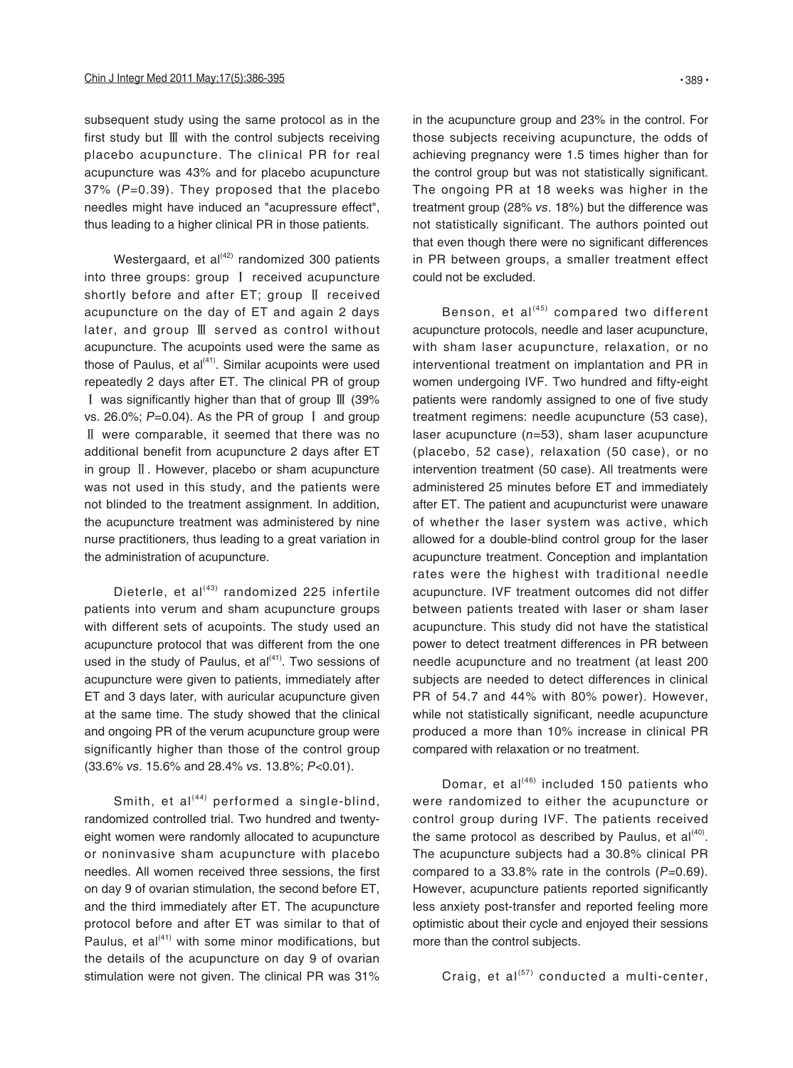subsequent study using the same protocol as in the first study but Ⅲ with the control subjects receiving placebo acupuncture. The clinical PR for real acupuncture was 43% and for placebo acupuncture 37% ($P$=0.39). They proposed that the placebo needles might have induced an "acupressure effect", thus leading to a higher clinical PR in those patients.

Westergaard, et al[42] randomized 300 patients into three groups: group Ⅰ received acupuncture shortly before and after ET; group Ⅱ received acupuncture on the day of ET and again 2 days later, and group Ⅲ served as control without acupuncture. The acupoints used were the same as those of Paulus, et al[41]. Similar acupoints were used repeatedly 2 days after ET. The clinical PR of group Ⅰ was significantly higher than that of group Ⅲ (39% vs. 26.0%; $P$=0.04). As the PR of group Ⅰ and group Ⅱ were comparable, it seemed that there was no additional benefit from acupuncture 2 days after ET in group Ⅱ. However, placebo or sham acupuncture was not used in this study, and the patients were not blinded to the treatment assignment. In addition, the acupuncture treatment was administered by nine nurse practitioners, thus leading to a great variation in the administration of acupuncture.

Dieterle, et al[43] randomized 225 infertile patients into verum and sham acupuncture groups with different sets of acupoints. The study used an acupuncture protocol that was different from the one used in the study of Paulus, et al[41]. Two sessions of acupuncture were given to patients, immediately after ET and 3 days later, with auricular acupuncture given at the same time. The study showed that the clinical and ongoing PR of the verum acupuncture group were significantly higher than those of the control group (33.6% *vs*. 15.6% and 28.4% *vs*. 13.8%; $P$<0.01).

Smith, et al[44] performed a single-blind, randomized controlled trial. Two hundred and twenty-eight women were randomly allocated to acupuncture or noninvasive sham acupuncture with placebo needles. All women received three sessions, the first on day 9 of ovarian stimulation, the second before ET, and the third immediately after ET. The acupuncture protocol before and after ET was similar to that of Paulus, et al[41] with some minor modifications, but the details of the acupuncture on day 9 of ovarian stimulation were not given. The clinical PR was 31% in the acupuncture group and 23% in the control. For those subjects receiving acupuncture, the odds of achieving pregnancy were 1.5 times higher than for the control group but was not statistically significant. The ongoing PR at 18 weeks was higher in the treatment group (28% *vs*. 18%) but the difference was not statistically significant. The authors pointed out that even though there were no significant differences in PR between groups, a smaller treatment effect could not be excluded.

Benson, et al[45] compared two different acupuncture protocols, needle and laser acupuncture, with sham laser acupuncture, relaxation, or no interventional treatment on implantation and PR in women undergoing IVF. Two hundred and fifty-eight patients were randomly assigned to one of five study treatment regimens: needle acupuncture (53 case), laser acupuncture ($n$=53), sham laser acupuncture (placebo, 52 case), relaxation (50 case), or no intervention treatment (50 case). All treatments were administered 25 minutes before ET and immediately after ET. The patient and acupuncturist were unaware of whether the laser system was active, which allowed for a double-blind control group for the laser acupuncture treatment. Conception and implantation rates were the highest with traditional needle acupuncture. IVF treatment outcomes did not differ between patients treated with laser or sham laser acupuncture. This study did not have the statistical power to detect treatment differences in PR between needle acupuncture and no treatment (at least 200 subjects are needed to detect differences in clinical PR of 54.7 and 44% with 80% power). However, while not statistically significant, needle acupuncture produced a more than 10% increase in clinical PR compared with relaxation or no treatment.

Domar, et al[46] included 150 patients who were randomized to either the acupuncture or control group during IVF. The patients received the same protocol as described by Paulus, et al[40]. The acupuncture subjects had a 30.8% clinical PR compared to a 33.8% rate in the controls ($P$=0.69). However, acupuncture patients reported significantly less anxiety post-transfer and reported feeling more optimistic about their cycle and enjoyed their sessions more than the control subjects.

Craig, et al[57] conducted a multi-center,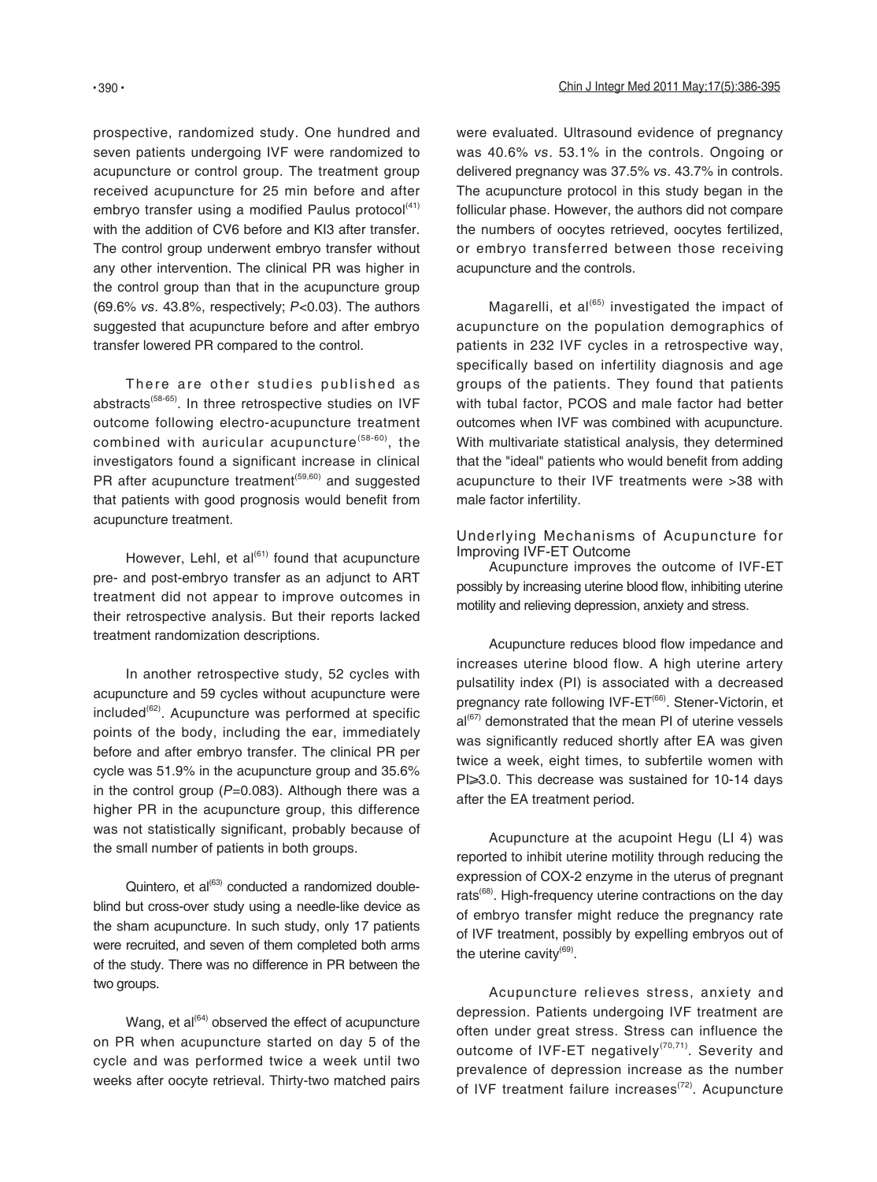prospective, randomized study. One hundred and seven patients undergoing IVF were randomized to acupuncture or control group. The treatment group received acupuncture for 25 min before and after embryo transfer using a modified Paulus protocol[41] with the addition of CV6 before and KI3 after transfer. The control group underwent embryo transfer without any other intervention. The clinical PR was higher in the control group than that in the acupuncture group (69.6% *vs*. 43.8%, respectively; $P<0.03$). The authors suggested that acupuncture before and after embryo transfer lowered PR compared to the control.

There are other studies published as abstracts[58-65]. In three retrospective studies on IVF outcome following electro-acupuncture treatment combined with auricular acupuncture[58-60], the investigators found a significant increase in clinical PR after acupuncture treatment[59,60] and suggested that patients with good prognosis would benefit from acupuncture treatment.

However, Lehl, et al[61] found that acupuncture pre- and post-embryo transfer as an adjunct to ART treatment did not appear to improve outcomes in their retrospective analysis. But their reports lacked treatment randomization descriptions.

In another retrospective study, 52 cycles with acupuncture and 59 cycles without acupuncture were included[62]. Acupuncture was performed at specific points of the body, including the ear, immediately before and after embryo transfer. The clinical PR per cycle was 51.9% in the acupuncture group and 35.6% in the control group ($P=0.083$). Although there was a higher PR in the acupuncture group, this difference was not statistically significant, probably because of the small number of patients in both groups.

Quintero, et al[63] conducted a randomized double-blind but cross-over study using a needle-like device as the sham acupuncture. In such study, only 17 patients were recruited, and seven of them completed both arms of the study. There was no difference in PR between the two groups.

Wang, et al[64] observed the effect of acupuncture on PR when acupuncture started on day 5 of the cycle and was performed twice a week until two weeks after oocyte retrieval. Thirty-two matched pairs were evaluated. Ultrasound evidence of pregnancy was 40.6% *vs*. 53.1% in the controls. Ongoing or delivered pregnancy was 37.5% *vs*. 43.7% in controls. The acupuncture protocol in this study began in the follicular phase. However, the authors did not compare the numbers of oocytes retrieved, oocytes fertilized, or embryo transferred between those receiving acupuncture and the controls.

Magarelli, et al[65] investigated the impact of acupuncture on the population demographics of patients in 232 IVF cycles in a retrospective way, specifically based on infertility diagnosis and age groups of the patients. They found that patients with tubal factor, PCOS and male factor had better outcomes when IVF was combined with acupuncture. With multivariate statistical analysis, they determined that the "ideal" patients who would benefit from adding acupuncture to their IVF treatments were >38 with male factor infertility.

## Underlying Mechanisms of Acupuncture for Improving IVF-ET Outcome

Acupuncture improves the outcome of IVF-ET possibly by increasing uterine blood flow, inhibiting uterine motility and relieving depression, anxiety and stress.

Acupuncture reduces blood flow impedance and increases uterine blood flow. A high uterine artery pulsatility index (PI) is associated with a decreased pregnancy rate following IVF-ET[66]. Stener-Victorin, et al[67] demonstrated that the mean PI of uterine vessels was significantly reduced shortly after EA was given twice a week, eight times, to subfertile women with PI⩾3.0. This decrease was sustained for 10-14 days after the EA treatment period.

Acupuncture at the acupoint Hegu (LI 4) was reported to inhibit uterine motility through reducing the expression of COX-2 enzyme in the uterus of pregnant rats[68]. High-frequency uterine contractions on the day of embryo transfer might reduce the pregnancy rate of IVF treatment, possibly by expelling embryos out of the uterine cavity[69].

Acupuncture relieves stress, anxiety and depression. Patients undergoing IVF treatment are often under great stress. Stress can influence the outcome of IVF-ET negatively[70,71]. Severity and prevalence of depression increase as the number of IVF treatment failure increases[72]. Acupuncture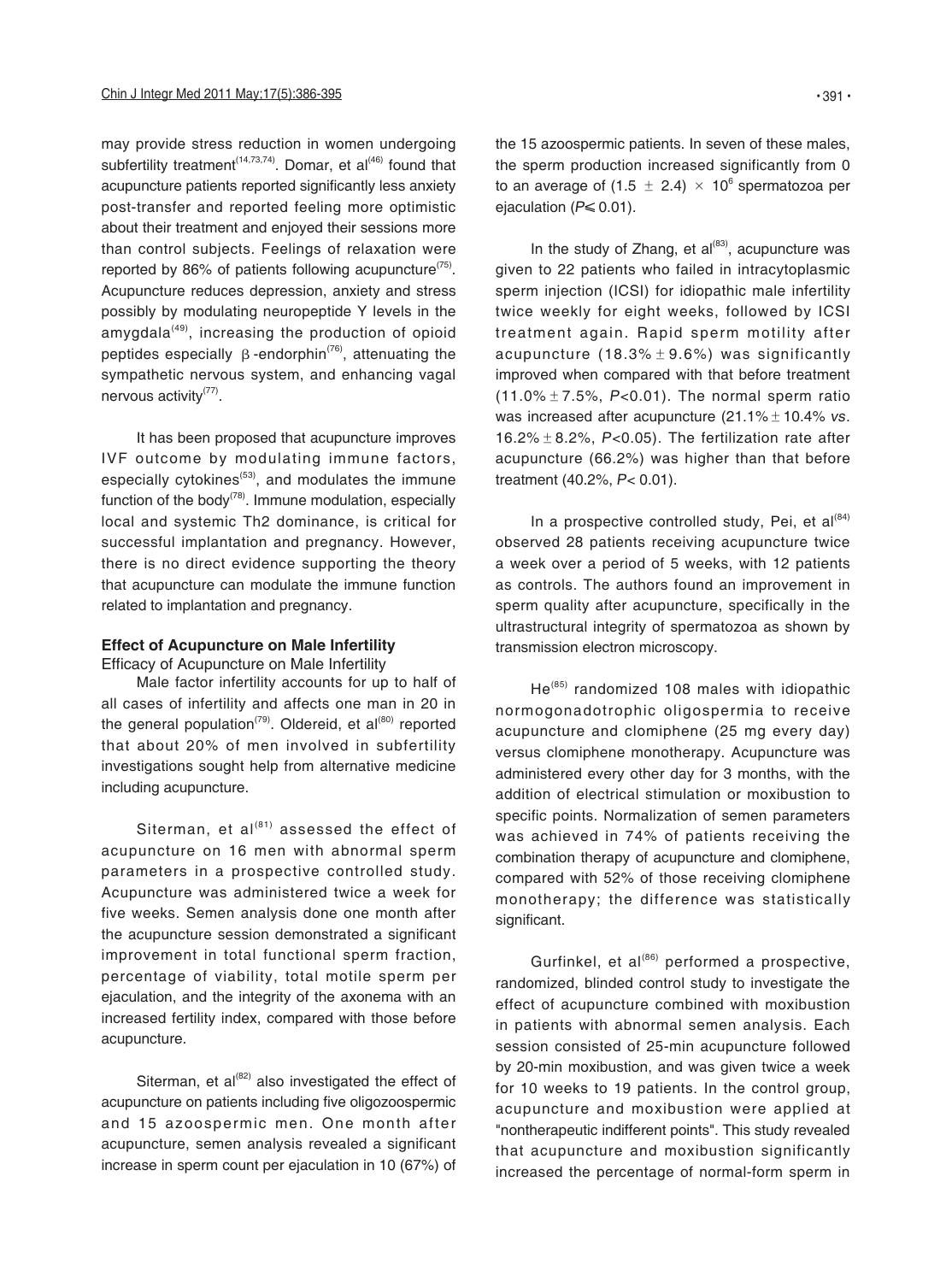may provide stress reduction in women undergoing subfertility treatment[14,73,74]. Domar, et al[46] found that acupuncture patients reported significantly less anxiety post-transfer and reported feeling more optimistic about their treatment and enjoyed their sessions more than control subjects. Feelings of relaxation were reported by 86% of patients following acupuncture[75]. Acupuncture reduces depression, anxiety and stress possibly by modulating neuropeptide Y levels in the amygdala[49], increasing the production of opioid peptides especially β-endorphin[76], attenuating the sympathetic nervous system, and enhancing vagal nervous activity[77].

It has been proposed that acupuncture improves IVF outcome by modulating immune factors, especially cytokines[53], and modulates the immune function of the body[78]. Immune modulation, especially local and systemic Th2 dominance, is critical for successful implantation and pregnancy. However, there is no direct evidence supporting the theory that acupuncture can modulate the immune function related to implantation and pregnancy.

### Effect of Acupuncture on Male Infertility

#### Efficacy of Acupuncture on Male Infertility

Male factor infertility accounts for up to half of all cases of infertility and affects one man in 20 in the general population[79]. Oldereid, et al[80] reported that about 20% of men involved in subfertility investigations sought help from alternative medicine including acupuncture.

Siterman, et al[81] assessed the effect of acupuncture on 16 men with abnormal sperm parameters in a prospective controlled study. Acupuncture was administered twice a week for five weeks. Semen analysis done one month after the acupuncture session demonstrated a significant improvement in total functional sperm fraction, percentage of viability, total motile sperm per ejaculation, and the integrity of the axonema with an increased fertility index, compared with those before acupuncture.

Siterman, et al[82] also investigated the effect of acupuncture on patients including five oligozoospermic and 15 azoospermic men. One month after acupuncture, semen analysis revealed a significant increase in sperm count per ejaculation in 10 (67%) of the 15 azoospermic patients. In seven of these males, the sperm production increased significantly from 0 to an average of $(1.5 \pm 2.4) \times 10^6$ spermatozoa per ejaculation ($P \leqslant 0.01$).

In the study of Zhang, et al[83], acupuncture was given to 22 patients who failed in intracytoplasmic sperm injection (ICSI) for idiopathic male infertility twice weekly for eight weeks, followed by ICSI treatment again. Rapid sperm motility after acupuncture ($18.3\% \pm 9.6\%$) was significantly improved when compared with that before treatment ($11.0\% \pm 7.5\%$, $P<0.01$). The normal sperm ratio was increased after acupuncture ($21.1\% \pm 10.4\%$ *vs*. $16.2\% \pm 8.2\%$, $P<0.05$). The fertilization rate after acupuncture (66.2%) was higher than that before treatment (40.2%, $P<0.01$).

In a prospective controlled study, Pei, et al[84] observed 28 patients receiving acupuncture twice a week over a period of 5 weeks, with 12 patients as controls. The authors found an improvement in sperm quality after acupuncture, specifically in the ultrastructural integrity of spermatozoa as shown by transmission electron microscopy.

He[85] randomized 108 males with idiopathic normogonadotrophic oligospermia to receive acupuncture and clomiphene (25 mg every day) versus clomiphene monotherapy. Acupuncture was administered every other day for 3 months, with the addition of electrical stimulation or moxibustion to specific points. Normalization of semen parameters was achieved in 74% of patients receiving the combination therapy of acupuncture and clomiphene, compared with 52% of those receiving clomiphene monotherapy; the difference was statistically significant.

Gurfinkel, et al[86] performed a prospective, randomized, blinded control study to investigate the effect of acupuncture combined with moxibustion in patients with abnormal semen analysis. Each session consisted of 25-min acupuncture followed by 20-min moxibustion, and was given twice a week for 10 weeks to 19 patients. In the control group, acupuncture and moxibustion were applied at "nontherapeutic indifferent points". This study revealed that acupuncture and moxibustion significantly increased the percentage of normal-form sperm in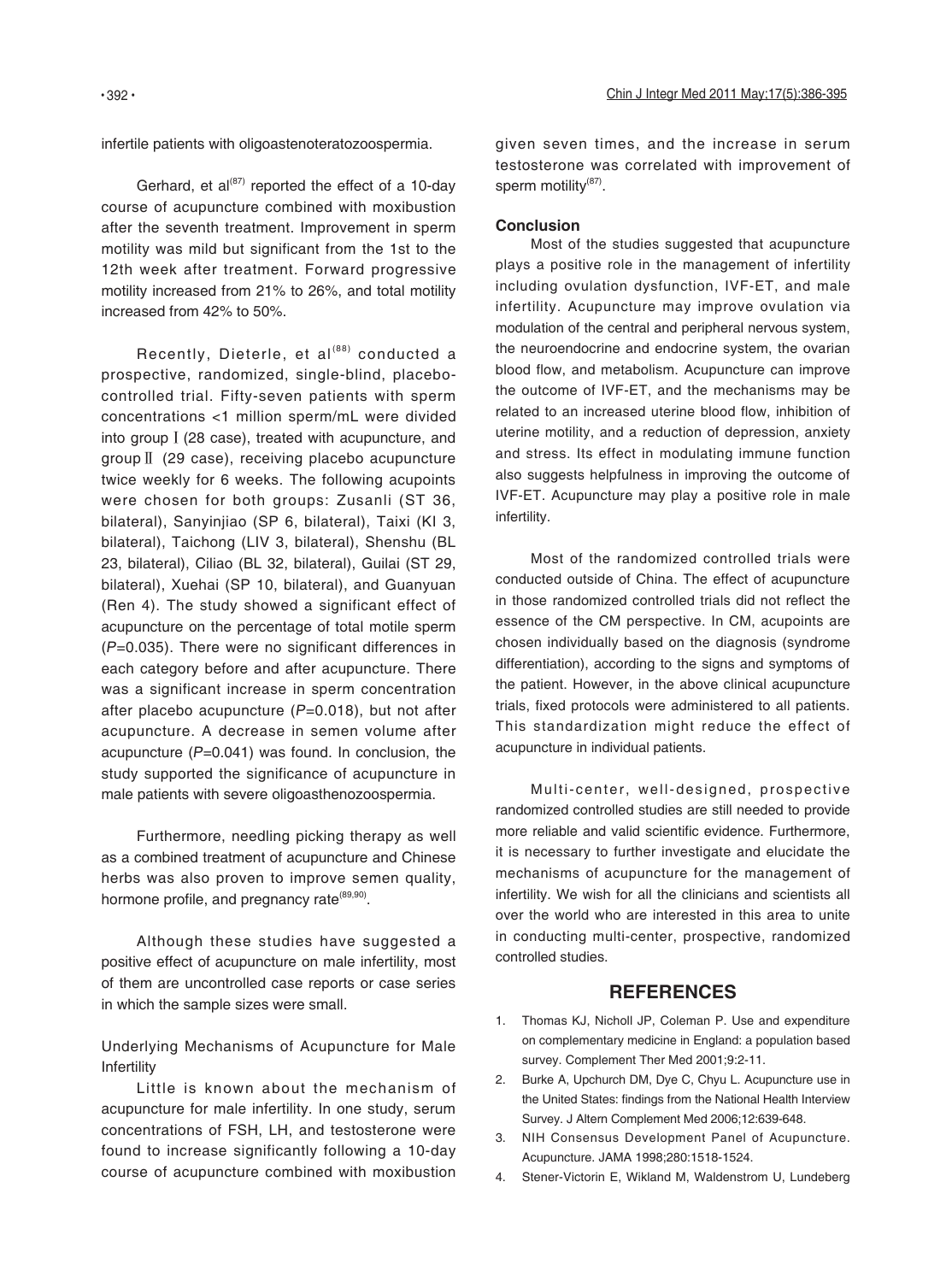infertile patients with oligoastenoteratozoospermia.

Gerhard, et al[87] reported the effect of a 10-day course of acupuncture combined with moxibustion after the seventh treatment. Improvement in sperm motility was mild but significant from the 1st to the 12th week after treatment. Forward progressive motility increased from 21% to 26%, and total motility increased from 42% to 50%.

Recently, Dieterle, et al[88] conducted a prospective, randomized, single-blind, placebo-controlled trial. Fifty-seven patients with sperm concentrations <1 million sperm/mL were divided into group Ⅰ (28 case), treated with acupuncture, and group Ⅱ (29 case), receiving placebo acupuncture twice weekly for 6 weeks. The following acupoints were chosen for both groups: Zusanli (ST 36, bilateral), Sanyinjiao (SP 6, bilateral), Taixi (KI 3, bilateral), Taichong (LIV 3, bilateral), Shenshu (BL 23, bilateral), Ciliao (BL 32, bilateral), Guilai (ST 29, bilateral), Xuehai (SP 10, bilateral), and Guanyuan (Ren 4). The study showed a significant effect of acupuncture on the percentage of total motile sperm ($P$=0.035). There were no significant differences in each category before and after acupuncture. There was a significant increase in sperm concentration after placebo acupuncture ($P$=0.018), but not after acupuncture. A decrease in semen volume after acupuncture ($P$=0.041) was found. In conclusion, the study supported the significance of acupuncture in male patients with severe oligoasthenozoospermia.

Furthermore, needling picking therapy as well as a combined treatment of acupuncture and Chinese herbs was also proven to improve semen quality, hormone profile, and pregnancy rate[89,90].

Although these studies have suggested a positive effect of acupuncture on male infertility, most of them are uncontrolled case reports or case series in which the sample sizes were small.

### Underlying Mechanisms of Acupuncture for Male Infertility

Little is known about the mechanism of acupuncture for male infertility. In one study, serum concentrations of FSH, LH, and testosterone were found to increase significantly following a 10-day course of acupuncture combined with moxibustion given seven times, and the increase in serum testosterone was correlated with improvement of sperm motility[87].

### Conclusion

Most of the studies suggested that acupuncture plays a positive role in the management of infertility including ovulation dysfunction, IVF-ET, and male infertility. Acupuncture may improve ovulation via modulation of the central and peripheral nervous system, the neuroendocrine and endocrine system, the ovarian blood flow, and metabolism. Acupuncture can improve the outcome of IVF-ET, and the mechanisms may be related to an increased uterine blood flow, inhibition of uterine motility, and a reduction of depression, anxiety and stress. Its effect in modulating immune function also suggests helpfulness in improving the outcome of IVF-ET. Acupuncture may play a positive role in male infertility.

Most of the randomized controlled trials were conducted outside of China. The effect of acupuncture in those randomized controlled trials did not reflect the essence of the CM perspective. In CM, acupoints are chosen individually based on the diagnosis (syndrome differentiation), according to the signs and symptoms of the patient. However, in the above clinical acupuncture trials, fixed protocols were administered to all patients. This standardization might reduce the effect of acupuncture in individual patients.

Multi-center, well-designed, prospective randomized controlled studies are still needed to provide more reliable and valid scientific evidence. Furthermore, it is necessary to further investigate and elucidate the mechanisms of acupuncture for the management of infertility. We wish for all the clinicians and scientists all over the world who are interested in this area to unite in conducting multi-center, prospective, randomized controlled studies.

## REFERENCES

1. Thomas KJ, Nicholl JP, Coleman P. Use and expenditure on complementary medicine in England: a population based survey. Complement Ther Med 2001;9:2-11.
2. Burke A, Upchurch DM, Dye C, Chyu L. Acupuncture use in the United States: findings from the National Health Interview Survey. J Altern Complement Med 2006;12:639-648.
3. NIH Consensus Development Panel of Acupuncture. Acupuncture. JAMA 1998;280:1518-1524.
4. Stener-Victorin E, Wikland M, Waldenstrom U, Lundeberg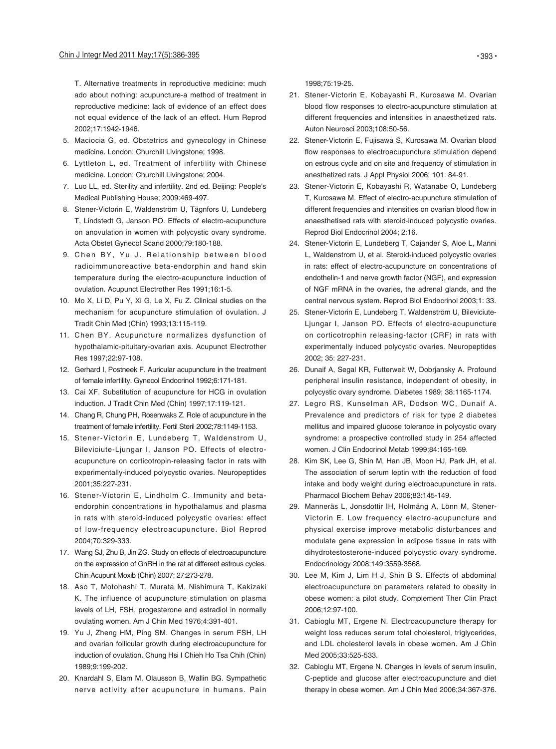T. Alternative treatments in reproductive medicine: much ado about nothing: acupuncture-a method of treatment in reproductive medicine: lack of evidence of an effect does not equal evidence of the lack of an effect. Hum Reprod 2002;17:1942-1946.

5. Maciocia G, ed. Obstetrics and gynecology in Chinese medicine. London: Churchill Livingstone; 1998.
6. Lyttleton L, ed. Treatment of infertility with Chinese medicine. London: Churchill Livingstone; 2004.
7. Luo LL, ed. Sterility and infertility. 2nd ed. Beijing: People's Medical Publishing House; 2009:469-497.
8. Stener-Victorin E, Waldenström U, Tägnfors U, Lundeberg T, Lindstedt G, Janson PO. Effects of electro-acupuncture on anovulation in women with polycystic ovary syndrome. Acta Obstet Gynecol Scand 2000;79:180-188.
9. Chen BY, Yu J. Relationship between blood radioimmunoreactive beta-endorphin and hand skin temperature during the electro-acupuncture induction of ovulation. Acupunct Electrother Res 1991;16:1-5.
10. Mo X, Li D, Pu Y, Xi G, Le X, Fu Z. Clinical studies on the mechanism for acupuncture stimulation of ovulation. J Tradit Chin Med (Chin) 1993;13:115-119.
11. Chen BY. Acupuncture normalizes dysfunction of hypothalamic-pituitary-ovarian axis. Acupunct Electrother Res 1997;22:97-108.
12. Gerhard I, Postneek F. Auricular acupuncture in the treatment of female infertility. Gynecol Endocrinol 1992;6:171-181.
13. Cai XF. Substitution of acupuncture for HCG in ovulation induction. J Tradit Chin Med (Chin) 1997;17:119-121.
14. Chang R, Chung PH, Rosenwaks Z. Role of acupuncture in the treatment of female infertility. Fertil Steril 2002;78:1149-1153.
15. Stener-Victorin E, Lundeberg T, Waldenstrom U, Bileviciute-Ljungar I, Janson PO. Effects of electro-acupuncture on corticotropin-releasing factor in rats with experimentally-induced polycystic ovaries. Neuropeptides 2001;35:227-231.
16. Stener-Victorin E, Lindholm C. Immunity and beta-endorphin concentrations in hypothalamus and plasma in rats with steroid-induced polycystic ovaries: effect of low-frequency electroacupuncture. Biol Reprod 2004;70:329-333.
17. Wang SJ, Zhu B, Jin ZG. Study on effects of electroacupuncture on the expression of GnRH in the rat at different estrous cycles. Chin Acupunt Moxib (Chin) 2007; 27:273-278.
18. Aso T, Motohashi T, Murata M, Nishimura T, Kakizaki K. The influence of acupuncture stimulation on plasma levels of LH, FSH, progesterone and estradiol in normally ovulating women. Am J Chin Med 1976;4:391-401.
19. Yu J, Zheng HM, Ping SM. Changes in serum FSH, LH and ovarian follicular growth during electroacupuncture for induction of ovulation. Chung Hsi I Chieh Ho Tsa Chih (Chin) 1989;9:199-202.
20. Knardahl S, Elam M, Olausson B, Wallin BG. Sympathetic nerve activity after acupuncture in humans. Pain 1998;75:19-25.
21. Stener-Victorin E, Kobayashi R, Kurosawa M. Ovarian blood flow responses to electro-acupuncture stimulation at different frequencies and intensities in anaesthetized rats. Auton Neurosci 2003;108:50-56.
22. Stener-Victorin E, Fujisawa S, Kurosawa M. Ovarian blood flow responses to electroacupuncture stimulation depend on estrous cycle and on site and frequency of stimulation in anesthetized rats. J Appl Physiol 2006; 101: 84-91.
23. Stener-Victorin E, Kobayashi R, Watanabe O, Lundeberg T, Kurosawa M. Effect of electro-acupuncture stimulation of different frequencies and intensities on ovarian blood flow in anaesthetised rats with steroid-induced polycystic ovaries. Reprod Biol Endocrinol 2004; 2:16.
24. Stener-Victorin E, Lundeberg T, Cajander S, Aloe L, Manni L, Waldenstrom U, et al. Steroid-induced polycystic ovaries in rats: effect of electro-acupuncture on concentrations of endothelin-1 and nerve growth factor (NGF), and expression of NGF mRNA in the ovaries, the adrenal glands, and the central nervous system. Reprod Biol Endocrinol 2003;1: 33.
25. Stener-Victorin E, Lundeberg T, Waldenström U, Bileviciute-Ljungar I, Janson PO. Effects of electro-acupuncture on corticotrophin releasing-factor (CRF) in rats with experimentally induced polycystic ovaries. Neuropeptides 2002; 35: 227-231.
26. Dunaif A, Segal KR, Futterweit W, Dobrjansky A. Profound peripheral insulin resistance, independent of obesity, in polycystic ovary syndrome. Diabetes 1989; 38:1165-1174.
27. Legro RS, Kunselman AR, Dodson WC, Dunaif A. Prevalence and predictors of risk for type 2 diabetes mellitus and impaired glucose tolerance in polycystic ovary syndrome: a prospective controlled study in 254 affected women. J Clin Endocrinol Metab 1999;84:165-169.
28. Kim SK, Lee G, Shin M, Han JB, Moon HJ, Park JH, et al. The association of serum leptin with the reduction of food intake and body weight during electroacupuncture in rats. Pharmacol Biochem Behav 2006;83:145-149.
29. Manneräs L, Jonsdottir IH, Holmäng A, Lönn M, Stener-Victorin E. Low frequency electro-acupuncture and physical exercise improve metabolic disturbances and modulate gene expression in adipose tissue in rats with dihydrotestosterone-induced polycystic ovary syndrome. Endocrinology 2008;149:3559-3568.
30. Lee M, Kim J, Lim H J, Shin B S. Effects of abdominal electroacupuncture on parameters related to obesity in obese women: a pilot study. Complement Ther Clin Pract 2006;12:97-100.
31. Cabioglu MT, Ergene N. Electroacupuncture therapy for weight loss reduces serum total cholesterol, triglycerides, and LDL cholesterol levels in obese women. Am J Chin Med 2005;33:525-533.
32. Cabioglu MT, Ergene N. Changes in levels of serum insulin, C-peptide and glucose after electroacupuncture and diet therapy in obese women. Am J Chin Med 2006;34:367-376.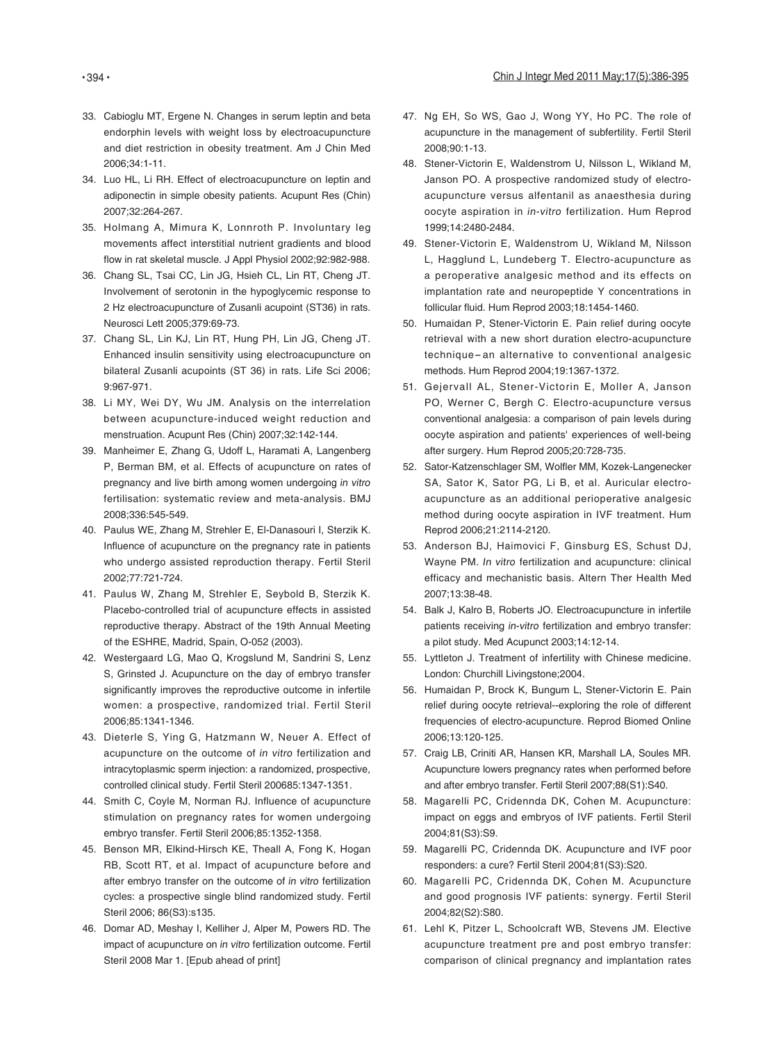33. Cabioglu MT, Ergene N. Changes in serum leptin and beta endorphin levels with weight loss by electroacupuncture and diet restriction in obesity treatment. Am J Chin Med 2006;34:1-11.
34. Luo HL, Li RH. Effect of electroacupuncture on leptin and adiponectin in simple obesity patients. Acupunt Res (Chin) 2007;32:264-267.
35. Holmang A, Mimura K, Lonnroth P. Involuntary leg movements affect interstitial nutrient gradients and blood flow in rat skeletal muscle. J Appl Physiol 2002;92:982-988.
36. Chang SL, Tsai CC, Lin JG, Hsieh CL, Lin RT, Cheng JT. Involvement of serotonin in the hypoglycemic response to 2 Hz electroacupuncture of Zusanli acupoint (ST36) in rats. Neurosci Lett 2005;379:69-73.
37. Chang SL, Lin KJ, Lin RT, Hung PH, Lin JG, Cheng JT. Enhanced insulin sensitivity using electroacupuncture on bilateral Zusanli acupoints (ST 36) in rats. Life Sci 2006; 9:967-971.
38. Li MY, Wei DY, Wu JM. Analysis on the interrelation between acupuncture-induced weight reduction and menstruation. Acupunt Res (Chin) 2007;32:142-144.
39. Manheimer E, Zhang G, Udoff L, Haramati A, Langenberg P, Berman BM, et al. Effects of acupuncture on rates of pregnancy and live birth among women undergoing *in vitro* fertilisation: systematic review and meta-analysis. BMJ 2008;336:545-549.
40. Paulus WE, Zhang M, Strehler E, El-Danasouri I, Sterzik K. Influence of acupuncture on the pregnancy rate in patients who undergo assisted reproduction therapy. Fertil Steril 2002;77:721-724.
41. Paulus W, Zhang M, Strehler E, Seybold B, Sterzik K. Placebo-controlled trial of acupuncture effects in assisted reproductive therapy. Abstract of the 19th Annual Meeting of the ESHRE, Madrid, Spain, O-052 (2003).
42. Westergaard LG, Mao Q, Krogslund M, Sandrini S, Lenz S, Grinsted J. Acupuncture on the day of embryo transfer significantly improves the reproductive outcome in infertile women: a prospective, randomized trial. Fertil Steril 2006;85:1341-1346.
43. Dieterle S, Ying G, Hatzmann W, Neuer A. Effect of acupuncture on the outcome of *in vitro* fertilization and intracytoplasmic sperm injection: a randomized, prospective, controlled clinical study. Fertil Steril 200685:1347-1351.
44. Smith C, Coyle M, Norman RJ. Influence of acupuncture stimulation on pregnancy rates for women undergoing embryo transfer. Fertil Steril 2006;85:1352-1358.
45. Benson MR, Elkind-Hirsch KE, Theall A, Fong K, Hogan RB, Scott RT, et al. Impact of acupuncture before and after embryo transfer on the outcome of *in vitro* fertilization cycles: a prospective single blind randomized study. Fertil Steril 2006; 86(S3):s135.
46. Domar AD, Meshay I, Kelliher J, Alper M, Powers RD. The impact of acupuncture on *in vitro* fertilization outcome. Fertil Steril 2008 Mar 1. [Epub ahead of print]
47. Ng EH, So WS, Gao J, Wong YY, Ho PC. The role of acupuncture in the management of subfertility. Fertil Steril 2008;90:1-13.
48. Stener-Victorin E, Waldenstrom U, Nilsson L, Wikland M, Janson PO. A prospective randomized study of electro-acupuncture versus alfentanil as anaesthesia during oocyte aspiration in *in-vitro* fertilization. Hum Reprod 1999;14:2480-2484.
49. Stener-Victorin E, Waldenstrom U, Wikland M, Nilsson L, Hagglund L, Lundeberg T. Electro-acupuncture as a peroperative analgesic method and its effects on implantation rate and neuropeptide Y concentrations in follicular fluid. Hum Reprod 2003;18:1454-1460.
50. Humaidan P, Stener-Victorin E. Pain relief during oocyte retrieval with a new short duration electro-acupuncture technique–an alternative to conventional analgesic methods. Hum Reprod 2004;19:1367-1372.
51. Gejervall AL, Stener-Victorin E, Moller A, Janson PO, Werner C, Bergh C. Electro-acupuncture versus conventional analgesia: a comparison of pain levels during oocyte aspiration and patients' experiences of well-being after surgery. Hum Reprod 2005;20:728-735.
52. Sator-Katzenschlager SM, Wolfler MM, Kozek-Langenecker SA, Sator K, Sator PG, Li B, et al. Auricular electro-acupuncture as an additional perioperative analgesic method during oocyte aspiration in IVF treatment. Hum Reprod 2006;21:2114-2120.
53. Anderson BJ, Haimovici F, Ginsburg ES, Schust DJ, Wayne PM. *In vitro* fertilization and acupuncture: clinical efficacy and mechanistic basis. Altern Ther Health Med 2007;13:38-48.
54. Balk J, Kalro B, Roberts JO. Electroacupuncture in infertile patients receiving *in-vitro* fertilization and embryo transfer: a pilot study. Med Acupunct 2003;14:12-14.
55. Lyttleton J. Treatment of infertility with Chinese medicine. London: Churchill Livingstone;2004.
56. Humaidan P, Brock K, Bungum L, Stener-Victorin E. Pain relief during oocyte retrieval--exploring the role of different frequencies of electro-acupuncture. Reprod Biomed Online 2006;13:120-125.
57. Craig LB, Criniti AR, Hansen KR, Marshall LA, Soules MR. Acupuncture lowers pregnancy rates when performed before and after embryo transfer. Fertil Steril 2007;88(S1):S40.
58. Magarelli PC, Cridennda DK, Cohen M. Acupuncture: impact on eggs and embryos of IVF patients. Fertil Steril 2004;81(S3):S9.
59. Magarelli PC, Cridennda DK. Acupuncture and IVF poor responders: a cure? Fertil Steril 2004;81(S3):S20.
60. Magarelli PC, Cridennda DK, Cohen M. Acupuncture and good prognosis IVF patients: synergy. Fertil Steril 2004;82(S2):S80.
61. Lehl K, Pitzer L, Schoolcraft WB, Stevens JM. Elective acupuncture treatment pre and post embryo transfer: comparison of clinical pregnancy and implantation rates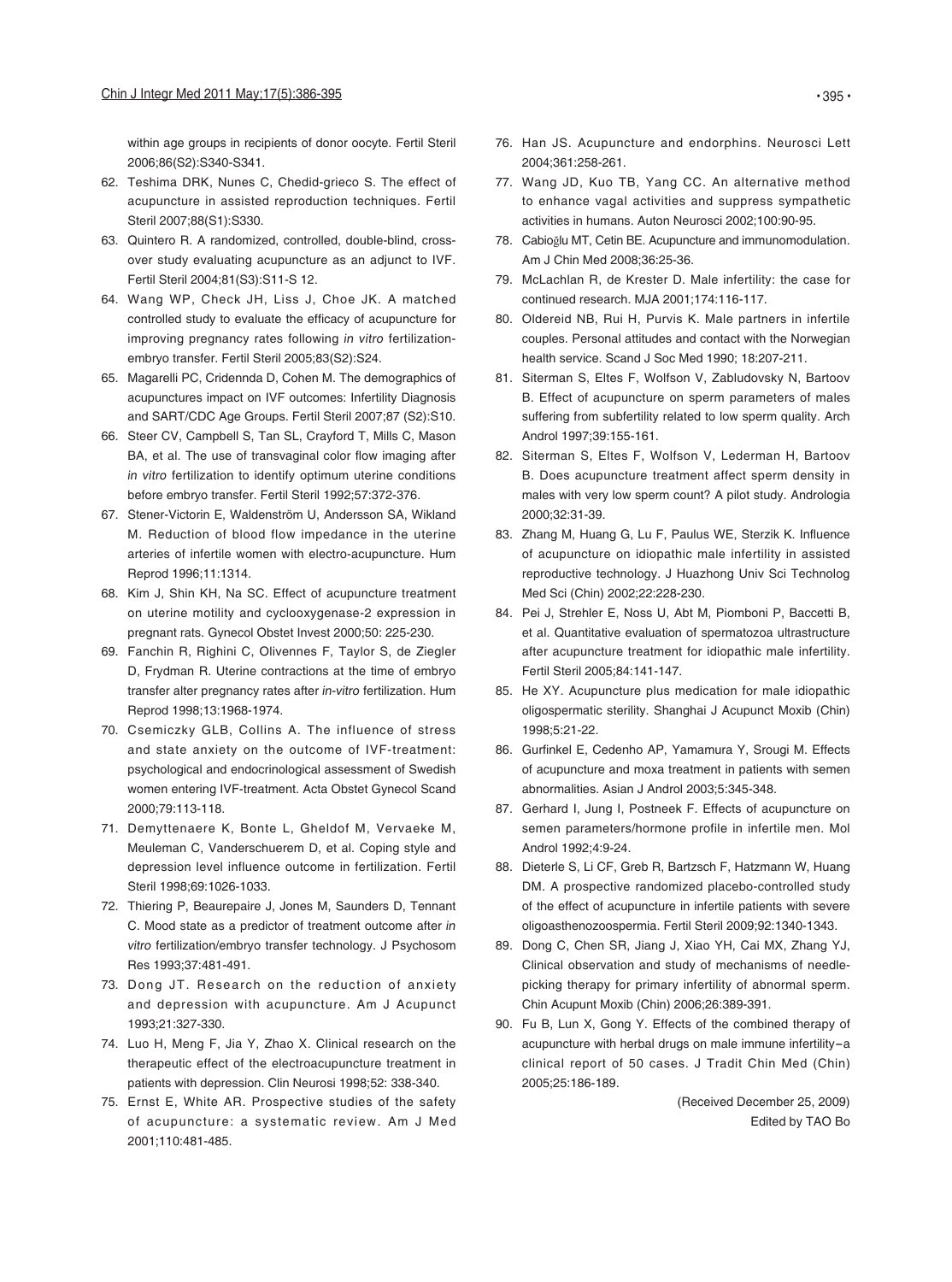within age groups in recipients of donor oocyte. Fertil Steril 2006;86(S2):S340-S341.

62. Teshima DRK, Nunes C, Chedid-grieco S. The effect of acupuncture in assisted reproduction techniques. Fertil Steril 2007;88(S1):S330.
63. Quintero R. A randomized, controlled, double-blind, cross-over study evaluating acupuncture as an adjunct to IVF. Fertil Steril 2004;81(S3):S11-S 12.
64. Wang WP, Check JH, Liss J, Choe JK. A matched controlled study to evaluate the efficacy of acupuncture for improving pregnancy rates following *in vitro* fertilization-embryo transfer. Fertil Steril 2005;83(S2):S24.
65. Magarelli PC, Cridennda D, Cohen M. The demographics of acupunctures impact on IVF outcomes: Infertility Diagnosis and SART/CDC Age Groups. Fertil Steril 2007;87 (S2):S10.
66. Steer CV, Campbell S, Tan SL, Crayford T, Mills C, Mason BA, et al. The use of transvaginal color flow imaging after *in vitro* fertilization to identify optimum uterine conditions before embryo transfer. Fertil Steril 1992;57:372-376.
67. Stener-Victorin E, Waldenström U, Andersson SA, Wikland M. Reduction of blood flow impedance in the uterine arteries of infertile women with electro-acupuncture. Hum Reprod 1996;11:1314.
68. Kim J, Shin KH, Na SC. Effect of acupuncture treatment on uterine motility and cyclooxygenase-2 expression in pregnant rats. Gynecol Obstet Invest 2000;50: 225-230.
69. Fanchin R, Righini C, Olivennes F, Taylor S, de Ziegler D, Frydman R. Uterine contractions at the time of embryo transfer alter pregnancy rates after *in-vitro* fertilization. Hum Reprod 1998;13:1968-1974.
70. Csemiczky GLB, Collins A. The influence of stress and state anxiety on the outcome of IVF-treatment: psychological and endocrinological assessment of Swedish women entering IVF-treatment. Acta Obstet Gynecol Scand 2000;79:113-118.
71. Demyttenaere K, Bonte L, Gheldof M, Vervaeke M, Meuleman C, Vanderschuerem D, et al. Coping style and depression level influence outcome in fertilization. Fertil Steril 1998;69:1026-1033.
72. Thiering P, Beaurepaire J, Jones M, Saunders D, Tennant C. Mood state as a predictor of treatment outcome after *in vitro* fertilization/embryo transfer technology. J Psychosom Res 1993;37:481-491.
73. Dong JT. Research on the reduction of anxiety and depression with acupuncture. Am J Acupunct 1993;21:327-330.
74. Luo H, Meng F, Jia Y, Zhao X. Clinical research on the therapeutic effect of the electroacupuncture treatment in patients with depression. Clin Neurosi 1998;52: 338-340.
75. Ernst E, White AR. Prospective studies of the safety of acupuncture: a systematic review. Am J Med 2001;110:481-485.
76. Han JS. Acupuncture and endorphins. Neurosci Lett 2004;361:258-261.
77. Wang JD, Kuo TB, Yang CC. An alternative method to enhance vagal activities and suppress sympathetic activities in humans. Auton Neurosci 2002;100:90-95.
78. Cabioğlu MT, Cetin BE. Acupuncture and immunomodulation. Am J Chin Med 2008;36:25-36.
79. McLachlan R, de Krester D. Male infertility: the case for continued research. MJA 2001;174:116-117.
80. Oldereid NB, Rui H, Purvis K. Male partners in infertile couples. Personal attitudes and contact with the Norwegian health service. Scand J Soc Med 1990; 18:207-211.
81. Siterman S, Eltes F, Wolfson V, Zabludovsky N, Bartoov B. Effect of acupuncture on sperm parameters of males suffering from subfertility related to low sperm quality. Arch Androl 1997;39:155-161.
82. Siterman S, Eltes F, Wolfson V, Lederman H, Bartoov B. Does acupuncture treatment affect sperm density in males with very low sperm count? A pilot study. Andrologia 2000;32:31-39.
83. Zhang M, Huang G, Lu F, Paulus WE, Sterzik K. Influence of acupuncture on idiopathic male infertility in assisted reproductive technology. J Huazhong Univ Sci Technolog Med Sci (Chin) 2002;22:228-230.
84. Pei J, Strehler E, Noss U, Abt M, Piomboni P, Baccetti B, et al. Quantitative evaluation of spermatozoa ultrastructure after acupuncture treatment for idiopathic male infertility. Fertil Steril 2005;84:141-147.
85. He XY. Acupuncture plus medication for male idiopathic oligospermatic sterility. Shanghai J Acupunct Moxib (Chin) 1998;5:21-22.
86. Gurfinkel E, Cedenho AP, Yamamura Y, Srougi M. Effects of acupuncture and moxa treatment in patients with semen abnormalities. Asian J Androl 2003;5:345-348.
87. Gerhard I, Jung I, Postneek F. Effects of acupuncture on semen parameters/hormone profile in infertile men. Mol Androl 1992;4:9-24.
88. Dieterle S, Li CF, Greb R, Bartzsch F, Hatzmann W, Huang DM. A prospective randomized placebo-controlled study of the effect of acupuncture in infertile patients with severe oligoasthenozoospermia. Fertil Steril 2009;92:1340-1343.
89. Dong C, Chen SR, Jiang J, Xiao YH, Cai MX, Zhang YJ, Clinical observation and study of mechanisms of needle-picking therapy for primary infertility of abnormal sperm. Chin Acupunt Moxib (Chin) 2006;26:389-391.
90. Fu B, Lun X, Gong Y. Effects of the combined therapy of acupuncture with herbal drugs on male immune infertility–a clinical report of 50 cases. J Tradit Chin Med (Chin) 2005;25:186-189.

(Received December 25, 2009)

Edited by TAO Bo